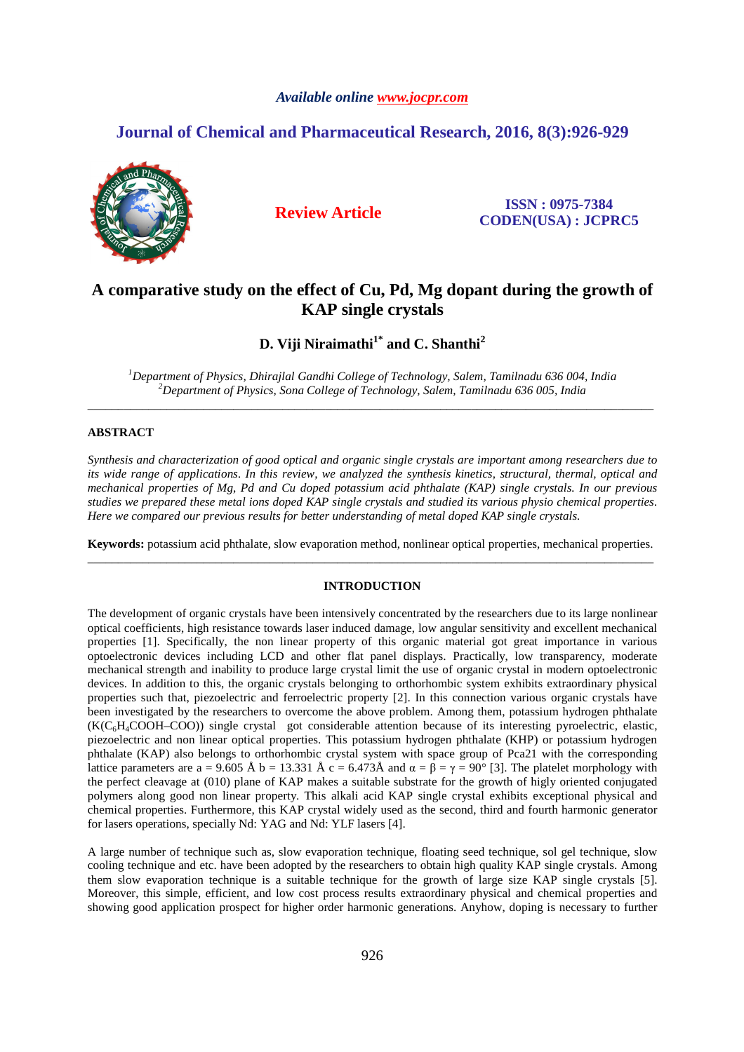*Available online www.jocpr.com*

**Journal of Chemical and Pharmaceutical Research, 2016, 8(3):926-929**

**Review Article**

**ISSN : 0975-7384**
**CODEN(USA) : JCPRC5**

# A comparative study on the effect of Cu, Pd, Mg dopant during the growth of KAP single crystals

**D. Viji Niraimathi[1*] and C. Shanthi[2]**

*[1]Department of Physics, Dhirajlal Gandhi College of Technology, Salem, Tamilnadu 636 004, India*
*[2]Department of Physics, Sona College of Technology, Salem, Tamilnadu 636 005, India*

---

## ABSTRACT

*Synthesis and characterization of good optical and organic single crystals are important among researchers due to its wide range of applications. In this review, we analyzed the synthesis kinetics, structural, thermal, optical and mechanical properties of Mg, Pd and Cu doped potassium acid phthalate (KAP) single crystals. In our previous studies we prepared these metal ions doped KAP single crystals and studied its various physio chemical properties. Here we compared our previous results for better understanding of metal doped KAP single crystals.*

**Keywords:** potassium acid phthalate, slow evaporation method, nonlinear optical properties, mechanical properties.

---

## INTRODUCTION

The development of organic crystals have been intensively concentrated by the researchers due to its large nonlinear optical coefficients, high resistance towards laser induced damage, low angular sensitivity and excellent mechanical properties [1]. Specifically, the non linear property of this organic material got great importance in various optoelectronic devices including LCD and other flat panel displays. Practically, low transparency, moderate mechanical strength and inability to produce large crystal limit the use of organic crystal in modern optoelectronic devices. In addition to this, the organic crystals belonging to orthorhombic system exhibits extraordinary physical properties such that, piezoelectric and ferroelectric property [2]. In this connection various organic crystals have been investigated by the researchers to overcome the above problem. Among them, potassium hydrogen phthalate ($K(C_6H_4COOH–COO)$) single crystal got considerable attention because of its interesting pyroelectric, elastic, piezoelectric and non linear optical properties. This potassium hydrogen phthalate (KHP) or potassium hydrogen phthalate (KAP) also belongs to orthorhombic crystal system with space group of Pca21 with the corresponding lattice parameters are a = 9.605 Å b = 13.331 Å c = 6.473Å and $\alpha = \beta = \gamma = 90°$ [3]. The platelet morphology with the perfect cleavage at (010) plane of KAP makes a suitable substrate for the growth of higly oriented conjugated polymers along good non linear property. This alkali acid KAP single crystal exhibits exceptional physical and chemical properties. Furthermore, this KAP crystal widely used as the second, third and fourth harmonic generator for lasers operations, specially Nd: YAG and Nd: YLF lasers [4].

A large number of technique such as, slow evaporation technique, floating seed technique, sol gel technique, slow cooling technique and etc. have been adopted by the researchers to obtain high quality KAP single crystals. Among them slow evaporation technique is a suitable technique for the growth of large size KAP single crystals [5]. Moreover, this simple, efficient, and low cost process results extraordinary physical and chemical properties and showing good application prospect for higher order harmonic generations. Anyhow, doping is necessary to further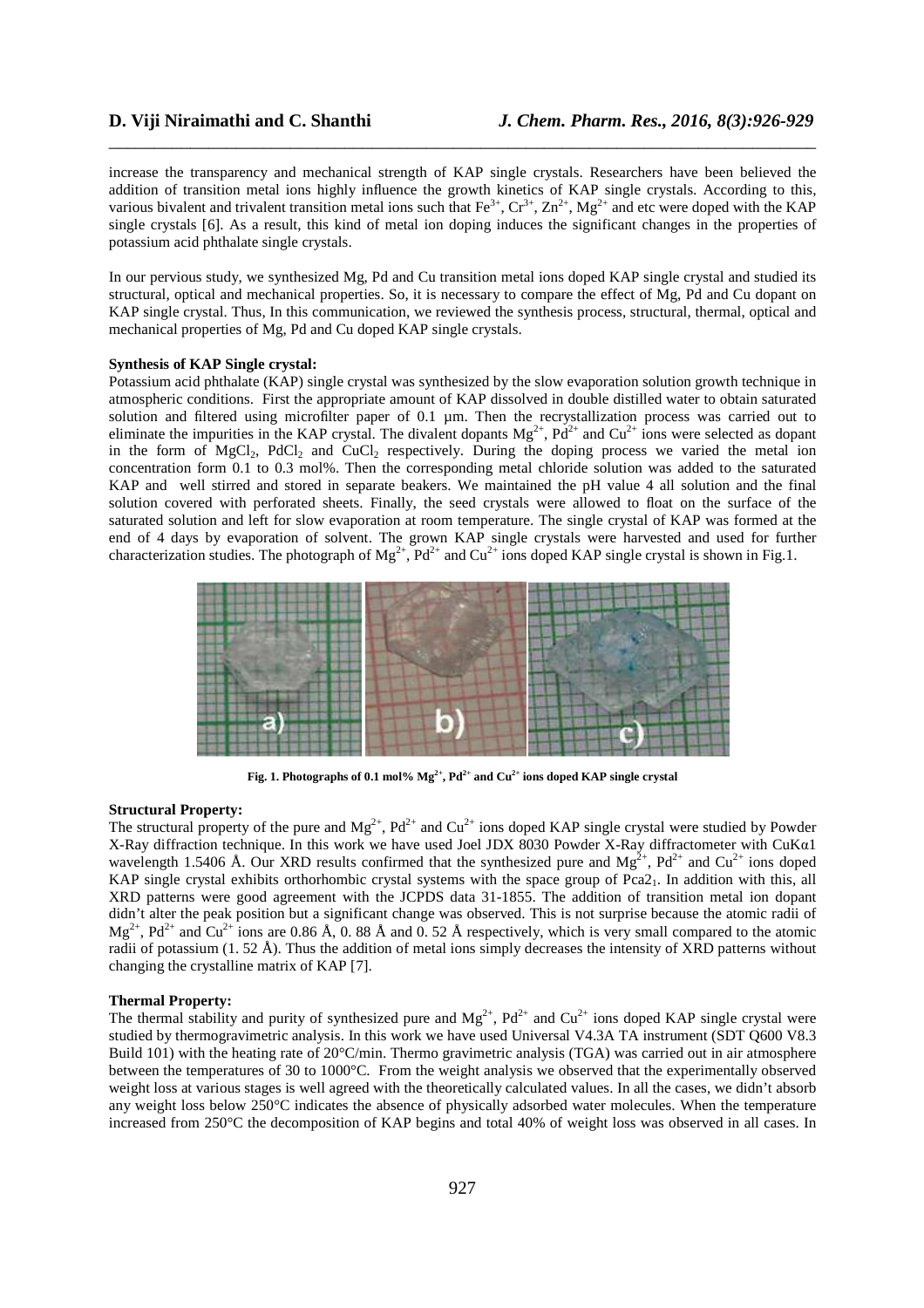increase the transparency and mechanical strength of KAP single crystals. Researchers have been believed the addition of transition metal ions highly influence the growth kinetics of KAP single crystals. According to this, various bivalent and trivalent transition metal ions such that $Fe^{3+}$, $Cr^{3+}$, $Zn^{2+}$, $Mg^{2+}$ and etc were doped with the KAP single crystals [6]. As a result, this kind of metal ion doping induces the significant changes in the properties of potassium acid phthalate single crystals.

In our pervious study, we synthesized Mg, Pd and Cu transition metal ions doped KAP single crystal and studied its structural, optical and mechanical properties. So, it is necessary to compare the effect of Mg, Pd and Cu dopant on KAP single crystal. Thus, In this communication, we reviewed the synthesis process, structural, thermal, optical and mechanical properties of Mg, Pd and Cu doped KAP single crystals.

**Synthesis of KAP Single crystal:**

Potassium acid phthalate (KAP) single crystal was synthesized by the slow evaporation solution growth technique in atmospheric conditions. First the appropriate amount of KAP dissolved in double distilled water to obtain saturated solution and filtered using microfilter paper of 0.1 µm. Then the recrystallization process was carried out to eliminate the impurities in the KAP crystal. The divalent dopants $Mg^{2+}$, $Pd^{2+}$ and $Cu^{2+}$ ions were selected as dopant in the form of $MgCl_2$, $PdCl_2$ and $CuCl_2$ respectively. During the doping process we varied the metal ion concentration form 0.1 to 0.3 mol%. Then the corresponding metal chloride solution was added to the saturated KAP and well stirred and stored in separate beakers. We maintained the pH value 4 all solution and the final solution covered with perforated sheets. Finally, the seed crystals were allowed to float on the surface of the saturated solution and left for slow evaporation at room temperature. The single crystal of KAP was formed at the end of 4 days by evaporation of solvent. The grown KAP single crystals were harvested and used for further characterization studies. The photograph of $Mg^{2+}$, $Pd^{2+}$ and $Cu^{2+}$ ions doped KAP single crystal is shown in Fig.1.

**Fig. 1. Photographs of 0.1 mol% $Mg^{2+}$, $Pd^{2+}$ and $Cu^{2+}$ ions doped KAP single crystal**

**Structural Property:**

The structural property of the pure and $Mg^{2+}$, $Pd^{2+}$ and $Cu^{2+}$ ions doped KAP single crystal were studied by Powder X-Ray diffraction technique. In this work we have used Joel JDX 8030 Powder X-Ray diffractometer with CuKα1 wavelength 1.5406 Å. Our XRD results confirmed that the synthesized pure and $Mg^{2+}$, $Pd^{2+}$ and $Cu^{2+}$ ions doped KAP single crystal exhibits orthorhombic crystal systems with the space group of $Pca2_1$. In addition with this, all XRD patterns were good agreement with the JCPDS data 31-1855. The addition of transition metal ion dopant didn't alter the peak position but a significant change was observed. This is not surprise because the atomic radii of $Mg^{2+}$, $Pd^{2+}$ and $Cu^{2+}$ ions are 0.86 Å, 0. 88 Å and 0. 52 Å respectively, which is very small compared to the atomic radii of potassium (1. 52 Å). Thus the addition of metal ions simply decreases the intensity of XRD patterns without changing the crystalline matrix of KAP [7].

**Thermal Property:**

The thermal stability and purity of synthesized pure and $Mg^{2+}$, $Pd^{2+}$ and $Cu^{2+}$ ions doped KAP single crystal were studied by thermogravimetric analysis. In this work we have used Universal V4.3A TA instrument (SDT Q600 V8.3 Build 101) with the heating rate of 20°C/min. Thermo gravimetric analysis (TGA) was carried out in air atmosphere between the temperatures of 30 to 1000°C. From the weight analysis we observed that the experimentally observed weight loss at various stages is well agreed with the theoretically calculated values. In all the cases, we didn't absorb any weight loss below 250°C indicates the absence of physically adsorbed water molecules. When the temperature increased from 250°C the decomposition of KAP begins and total 40% of weight loss was observed in all cases. In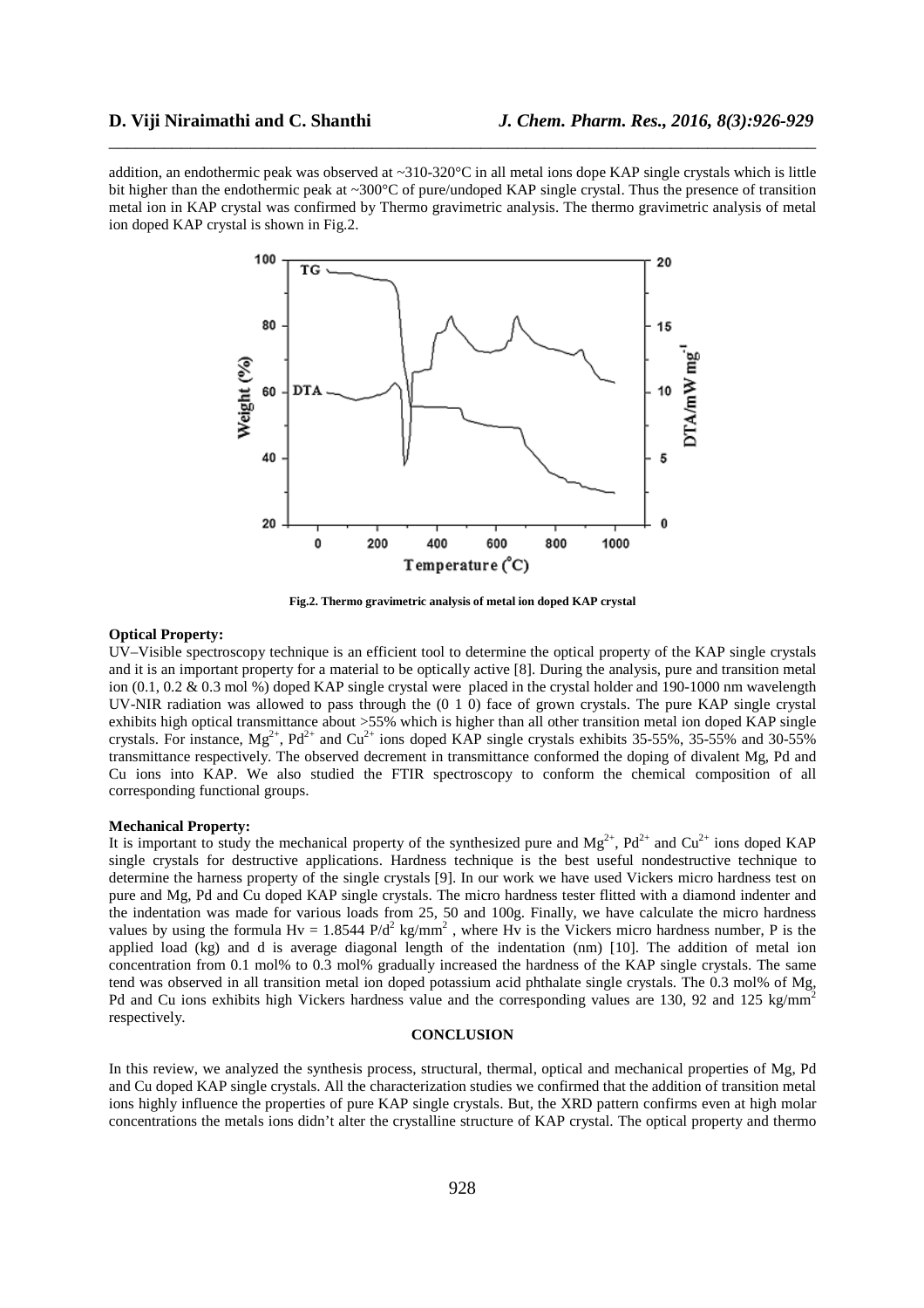addition, an endothermic peak was observed at ~310-320°C in all metal ions dope KAP single crystals which is little bit higher than the endothermic peak at ~300°C of pure/undoped KAP single crystal. Thus the presence of transition metal ion in KAP crystal was confirmed by Thermo gravimetric analysis. The thermo gravimetric analysis of metal ion doped KAP crystal is shown in Fig.2.

**Fig.2. Thermo gravimetric analysis of metal ion doped KAP crystal**

**Optical Property:**

UV–Visible spectroscopy technique is an efficient tool to determine the optical property of the KAP single crystals and it is an important property for a material to be optically active [8]. During the analysis, pure and transition metal ion (0.1, 0.2 & 0.3 mol %) doped KAP single crystal were placed in the crystal holder and 190-1000 nm wavelength UV-NIR radiation was allowed to pass through the (0 1 0) face of grown crystals. The pure KAP single crystal exhibits high optical transmittance about >55% which is higher than all other transition metal ion doped KAP single crystals. For instance, $Mg^{2+}$, $Pd^{2+}$ and $Cu^{2+}$ ions doped KAP single crystals exhibits 35-55%, 35-55% and 30-55% transmittance respectively. The observed decrement in transmittance conformed the doping of divalent Mg, Pd and Cu ions into KAP. We also studied the FTIR spectroscopy to conform the chemical composition of all corresponding functional groups.

**Mechanical Property:**

It is important to study the mechanical property of the synthesized pure and $Mg^{2+}$, $Pd^{2+}$ and $Cu^{2+}$ ions doped KAP single crystals for destructive applications. Hardness technique is the best useful nondestructive technique to determine the harness property of the single crystals [9]. In our work we have used Vickers micro hardness test on pure and Mg, Pd and Cu doped KAP single crystals. The micro hardness tester flitted with a diamond indenter and the indentation was made for various loads from 25, 50 and 100g. Finally, we have calculate the micro hardness values by using the formula $Hv = 1.8544\ P/d^2$ kg/mm$^2$ , where Hv is the Vickers micro hardness number, P is the applied load (kg) and d is average diagonal length of the indentation (nm) [10]. The addition of metal ion concentration from 0.1 mol% to 0.3 mol% gradually increased the hardness of the KAP single crystals. The same tend was observed in all transition metal ion doped potassium acid phthalate single crystals. The 0.3 mol% of Mg, Pd and Cu ions exhibits high Vickers hardness value and the corresponding values are 130, 92 and 125 kg/mm$^2$ respectively.

## CONCLUSION

In this review, we analyzed the synthesis process, structural, thermal, optical and mechanical properties of Mg, Pd and Cu doped KAP single crystals. All the characterization studies we confirmed that the addition of transition metal ions highly influence the properties of pure KAP single crystals. But, the XRD pattern confirms even at high molar concentrations the metals ions didn't alter the crystalline structure of KAP crystal. The optical property and thermo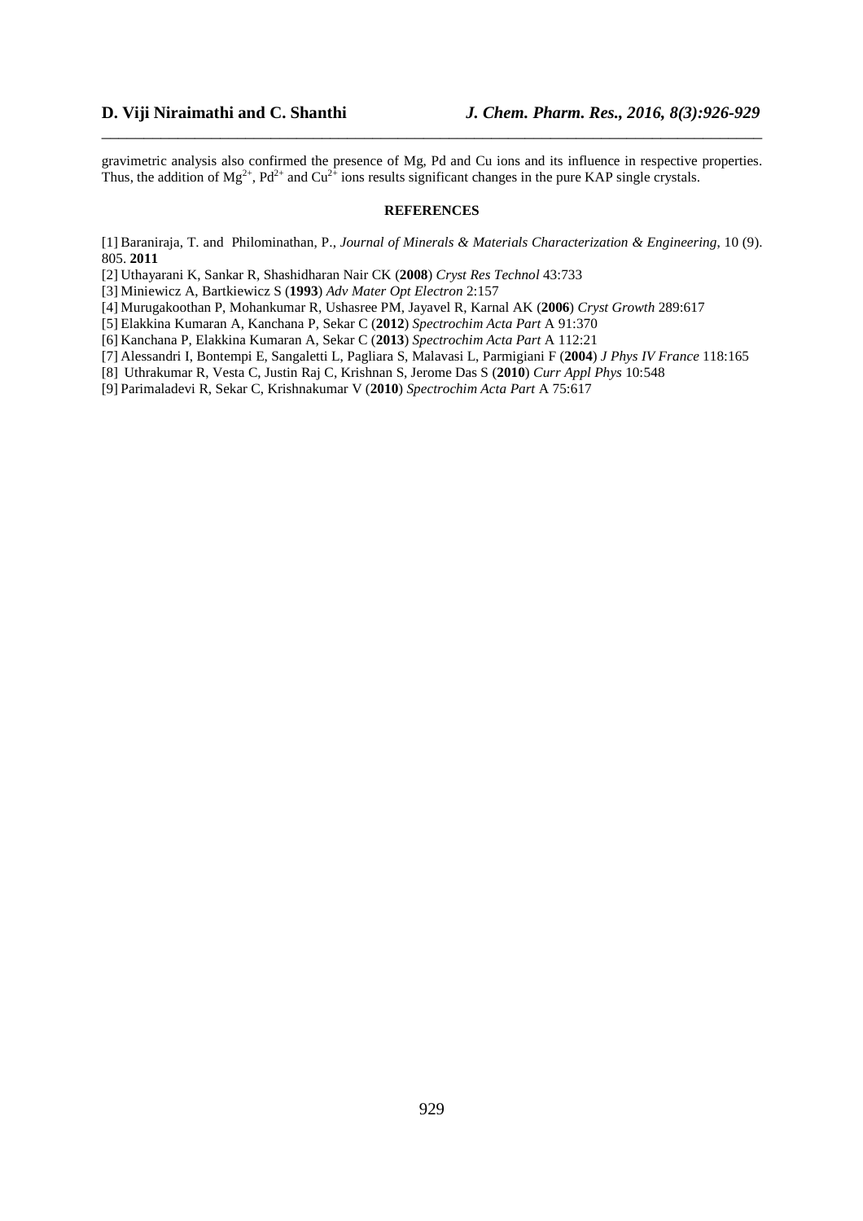gravimetric analysis also confirmed the presence of Mg, Pd and Cu ions and its influence in respective properties. Thus, the addition of $Mg^{2+}$, $Pd^{2+}$ and $Cu^{2+}$ ions results significant changes in the pure KAP single crystals.

## REFERENCES

[1] Baraniraja, T. and Philominathan, P., *Journal of Minerals & Materials Characterization & Engineering*, 10 (9). 805. **2011**

[2] Uthayarani K, Sankar R, Shashidharan Nair CK (**2008**) *Cryst Res Technol* 43:733

[3] Miniewicz A, Bartkiewicz S (**1993**) *Adv Mater Opt Electron* 2:157

[4] Murugakoothan P, Mohankumar R, Ushasree PM, Jayavel R, Karnal AK (**2006**) *Cryst Growth* 289:617

[5] Elakkina Kumaran A, Kanchana P, Sekar C (**2012**) *Spectrochim Acta Part* A 91:370

[6] Kanchana P, Elakkina Kumaran A, Sekar C (**2013**) *Spectrochim Acta Part* A 112:21

[7] Alessandri I, Bontempi E, Sangaletti L, Pagliara S, Malavasi L, Parmigiani F (**2004**) *J Phys IV France* 118:165

[8] Uthrakumar R, Vesta C, Justin Raj C, Krishnan S, Jerome Das S (**2010**) *Curr Appl Phys* 10:548

[9] Parimaladevi R, Sekar C, Krishnakumar V (**2010**) *Spectrochim Acta Part* A 75:617